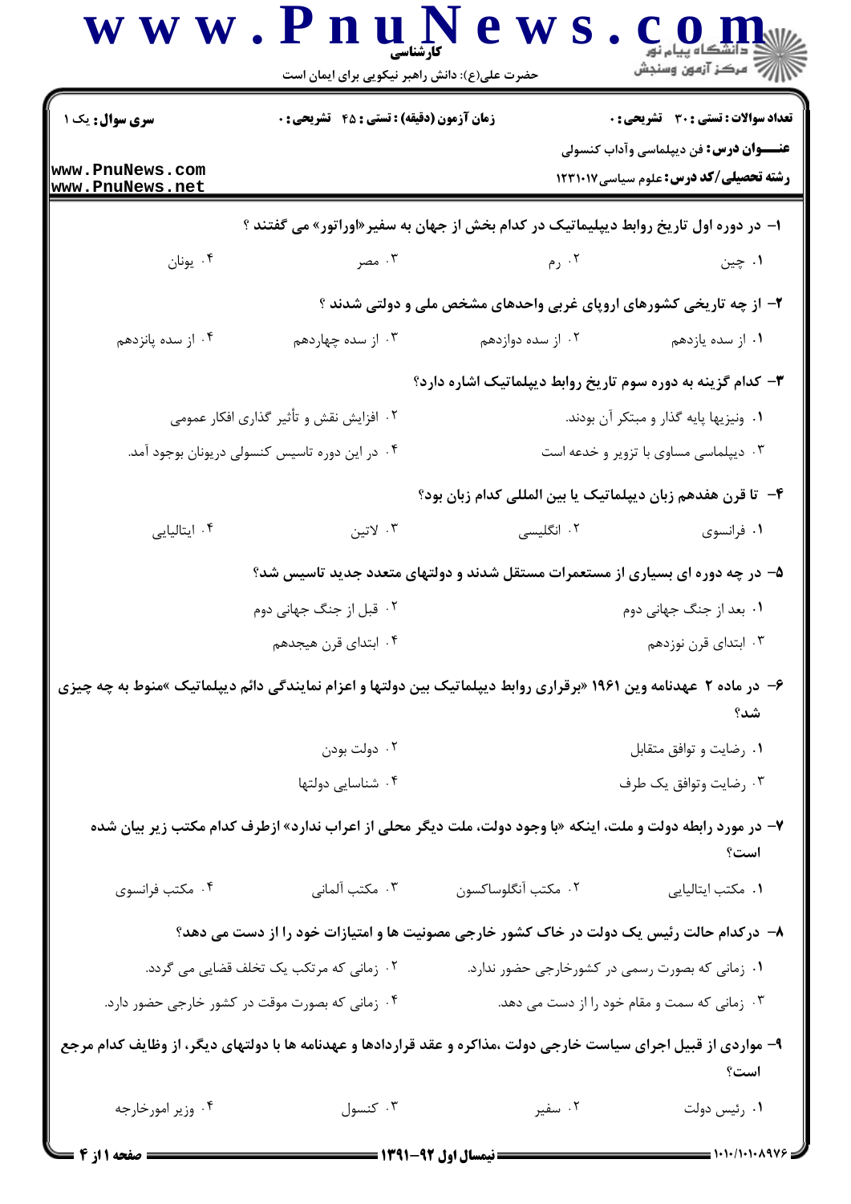**سری سوال:** یک ۱

**زمان آزمون (دقیقه) : تستی : ۴۵ تشریحی : ۰**

**تعداد سوالات : تستی : ۳۰ تشریحی : ۰**

**عنـــوان درس:** فن دیپلماسی وآداب کنسولی

**رشته تحصیلی/کد درس:** علوم سیاسی ۱۲۳۱۰۱۷

۱- در دوره اول تاریخ روابط دیپلیماتیک در کدام بخش از جهان به سفیر«اوراتور» می گفتند ؟

۱. چین
۲. رم
۳. مصر
۴. یونان

۲- از چه تاریخی کشورهای اروپای غربی واحدهای مشخص ملی و دولتی شدند ؟

۱. از سده یازدهم
۲. از سده دوازدهم
۳. از سده چهاردهم
۴. از سده پانزدهم

۳- کدام گزینه به دوره سوم تاریخ روابط دیپلماتیک اشاره دارد؟

۱. ونیزیها پایه گذار و مبتکر آن بودند.
۲. افزایش نقش و تأثیر گذاری افکار عمومی
۳. دیپلماسی مساوی با تزویر و خدعه است
۴. در این دوره تاسیس کنسولی دریونان بوجود آمد.

۴- تا قرن هفدهم زبان دیپلماتیک یا بین المللی کدام زبان بود؟

۱. فرانسوی
۲. انگلیسی
۳. لاتین
۴. ایتالیایی

۵- در چه دوره ای بسیاری از مستعمرات مستقل شدند و دولتهای متعدد جدید تاسیس شد؟

۱. بعد از جنگ جهانی دوم
۲. قبل از جنگ جهانی دوم
۳. ابتدای قرن نوزدهم
۴. ابتدای قرن هیجدهم

۶- در ماده ۲ عهدنامه وین ۱۹۶۱ «برقراری روابط دیپلماتیک بین دولتها و اعزام نمایندگی دائم دیپلماتیک »منوط به چه چیزی شد؟

۱. رضایت و توافق متقابل
۲. دولت بودن
۳. رضایت وتوافق یک طرف
۴. شناسایی دولتها

۷- در مورد رابطه دولت و ملت، اینکه «با وجود دولت، ملت دیگر محلی از اعراب ندارد» ازطرف کدام مکتب زیر بیان شده است؟

۱. مکتب ایتالیایی
۲. مکتب آنگلوساکسون
۳. مکتب آلمانی
۴. مکتب فرانسوی

۸- درکدام حالت رئیس یک دولت در خاک کشور خارجی مصونیت ها و امتیازات خود را از دست می دهد؟

۱. زمانی که بصورت رسمی در کشورخارجی حضور ندارد.
۲. زمانی که مرتکب یک تخلف قضایی می گردد.
۳. زمانی که سمت و مقام خود را از دست می دهد.
۴. زمانی که بصورت موقت در کشور خارجی حضور دارد.

۹- مواردی از قبیل اجرای سیاست خارجی دولت ،مذاکره و عقد قراردادها و عهدنامه ها با دولتهای دیگر، از وظایف کدام مرجع است؟

۱. رئیس دولت
۲. سفیر
۳. کنسول
۴. وزیر امورخارجه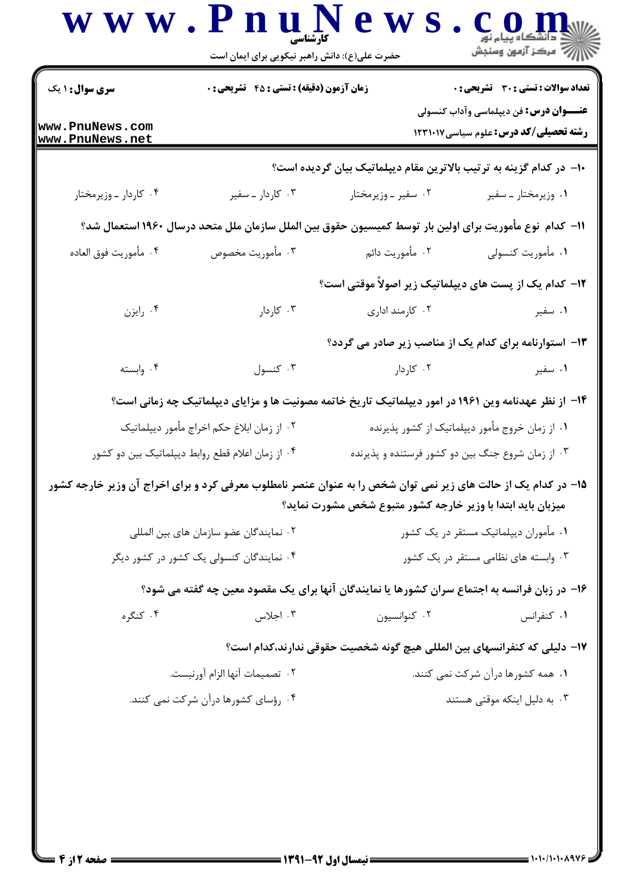**سری سوال:** ۱ یک | **زمان آزمون (دقیقه) : تستی : ۴۵ تشریحی : ۰** | **تعداد سوالات : تستی : ۳۰ تشریحی : ۰**

**عنـــوان درس:** فن دیپلماسی وآداب کنسولی

**رشته تحصیلی/کد درس:** علوم سیاسی ۱۲۳۱۰۱۷

**۱۰- در کدام گزینه به ترتیب بالاترین مقام دیپلماتیک بیان گردیده است؟**

۱. وزیرمختار ـ سفیر
۲. سفیر ـ وزیرمختار
۳. کاردار ـ سفیر
۴. کاردار ـ وزیرمختار

**۱۱- کدام نوع مأموریت برای اولین بار توسط کمیسیون حقوق بین الملل سازمان ملل متحد درسال ۱۹۶۰ استعمال شد؟**

۱. مأموریت کنسولی
۲. مأموریت دائم
۳. مأموریت مخصوص
۴. مأموریت فوق العاده

**۱۲- کدام یک از پست های دیپلماتیک زیر اصولاً موقتی است؟**

۱. سفیر
۲. کارمند اداری
۳. کاردار
۴. رایزن

**۱۳- استوارنامه برای کدام یک از مناصب زیر صادر می گردد؟**

۱. سفیر
۲. کاردار
۳. کنسول
۴. وابسته

**۱۴- از نظر عهدنامه وین ۱۹۶۱ در امور دیپلماتیک تاریخ خاتمه مصونیت ها و مزایای دیپلماتیک چه زمانی است؟**

۱. از زمان خروج مأمور دیپلماتیک از کشور پذیرنده
۲. از زمان ابلاغ حکم اخراج مأمور دیپلماتیک
۳. از زمان شروع جنگ بین دو کشور فرستنده و پذیرنده
۴. از زمان اعلام قطع روابط دیپلماتیک بین دو کشور

**۱۵- در کدام یک از حالت های زیر نمی توان شخص را به عنوان عنصر نامطلوب معرفی کرد و برای اخراج آن وزیر خارجه کشور میزبان باید ابتدا با وزیر خارجه کشور متبوع شخص مشورت نماید؟**

۱. مأموران دیپلماتیک مستقر در یک کشور
۲. نمایندگان عضو سازمان های بین المللی
۳. وابسته های نظامی مستقر در یک کشور
۴. نمایندگان کنسولی یک کشور در کشور دیگر

**۱۶- در زبان فرانسه به اجتماع سران کشورها یا نمایندگان آنها برای یک مقصود معین چه گفته می شود؟**

۱. کنفرانس
۲. کنوانسیون
۳. اجلاس
۴. کنگره

**۱۷- دلیلی که کنفرانسهای بین المللی هیچ گونه شخصیت حقوقی ندارند،کدام است؟**

۱. همه کشورها درآن شرکت نمی کنند.
۲. تصمیمات آنها الزام آورنیست.
۳. به دلیل اینکه موقتی هستند
۴. رؤسای کشورها درآن شرکت نمی کنند.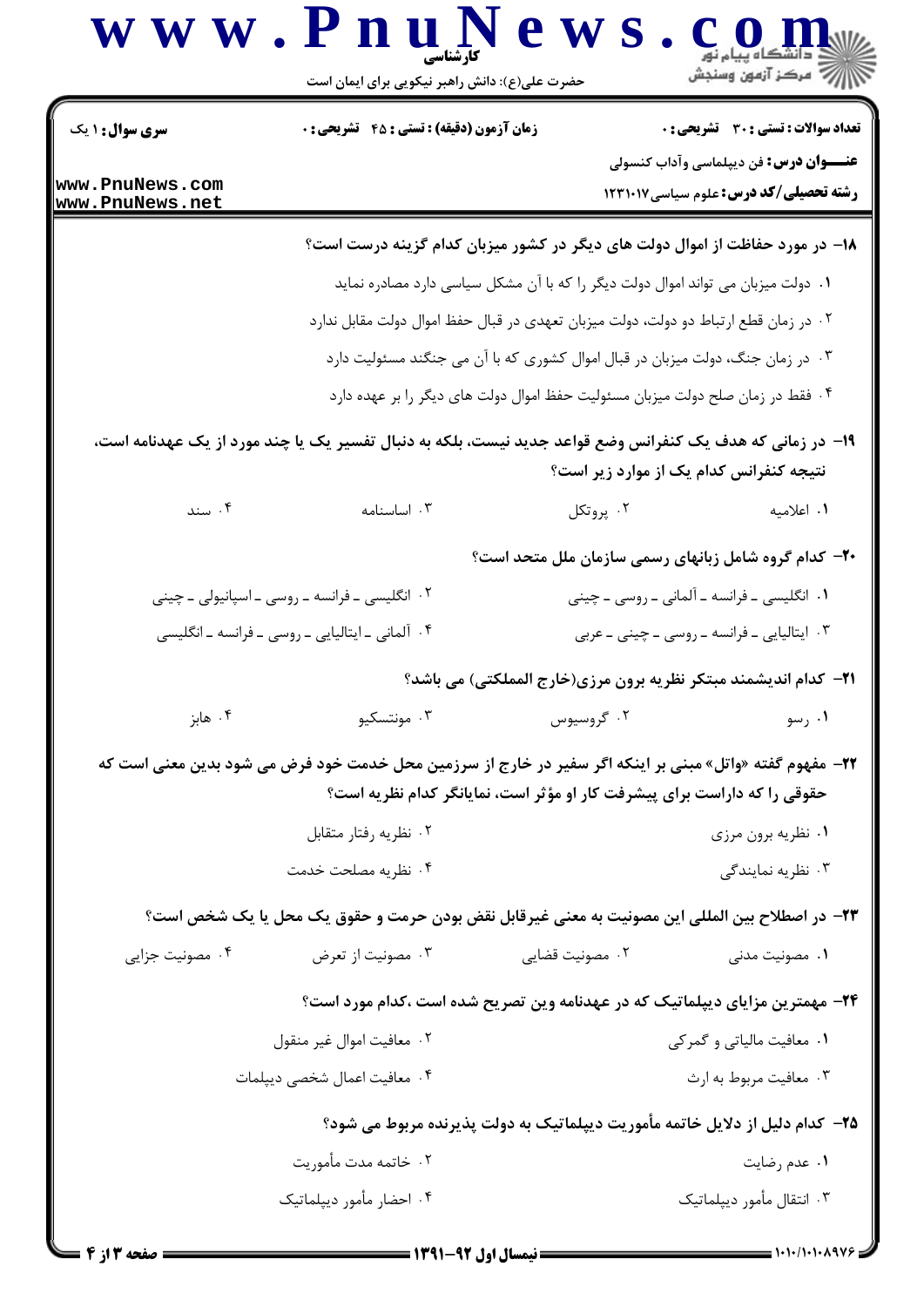۱۸– در مورد حفاظت از اموال دولت های دیگر در کشور میزبان کدام گزینه درست است؟

۱. دولت میزبان می تواند اموال دولت دیگر را که با آن مشکل سیاسی دارد مصادره نماید

۲. در زمان قطع ارتباط دو دولت، دولت میزبان تعهدی در قبال حفظ اموال دولت مقابل ندارد

۳. در زمان جنگ، دولت میزبان در قبال اموال کشوری که با آن می جنگند مسئولیت دارد

۴. فقط در زمان صلح دولت میزبان مسئولیت حفظ اموال دولت های دیگر را بر عهده دارد

۱۹– در زمانی که هدف یک کنفرانس وضع قواعد جدید نیست، بلکه به دنبال تفسیر یک یا چند مورد از یک عهدنامه است، نتیجه کنفرانس کدام یک از موارد زیر است؟

۱. اعلامیه
۲. پروتکل
۳. اساسنامه
۴. سند

۲۰– کدام گروه شامل زبانهای رسمی سازمان ملل متحد است؟

۱. انگلیسی ـ فرانسه ـ آلمانی ـ روسی ـ چینی
۲. انگلیسی ـ فرانسه ـ روسی ـ اسپانیولی ـ چینی
۳. ایتالیایی ـ فرانسه ـ روسی ـ چینی ـ عربی
۴. آلمانی ـ ایتالیایی ـ روسی ـ فرانسه ـ انگلیسی

۲۱– کدام اندیشمند مبتکر نظریه برون مرزی(خارج المملکتی) می باشد؟

۱. رسو
۲. گروسیوس
۳. مونتسکیو
۴. هابز

۲۲– مفهوم گفته «واتل» مبنی بر اینکه اگر سفیر در خارج از سرزمین محل خدمت خود فرض می شود بدین معنی است که حقوقی را که داراست برای پیشرفت کار او مؤثر است، نمایانگر کدام نظریه است؟

۱. نظریه برون مرزی
۲. نظریه رفتار متقابل
۳. نظریه نمایندگی
۴. نظریه مصلحت خدمت

۲۳– در اصطلاح بین المللی این مصونیت به معنی غیرقابل نقض بودن حرمت و حقوق یک محل یا یک شخص است؟

۱. مصونیت مدنی
۲. مصونیت قضایی
۳. مصونیت از تعرض
۴. مصونیت جزایی

۲۴– مهمترین مزایای دیپلماتیک که در عهدنامه وین تصریح شده است ،کدام مورد است؟

۱. معافیت مالیاتی و گمرکی
۲. معافیت اموال غیر منقول
۳. معافیت مربوط به ارث
۴. معافیت اعمال شخصی دیپلمات

۲۵– کدام دلیل از دلایل خاتمه مأموریت دیپلماتیک به دولت پذیرنده مربوط می شود؟

۱. عدم رضایت
۲. خاتمه مدت مأموریت
۳. انتقال مأمور دیپلماتیک
۴. احضار مأمور دیپلماتیک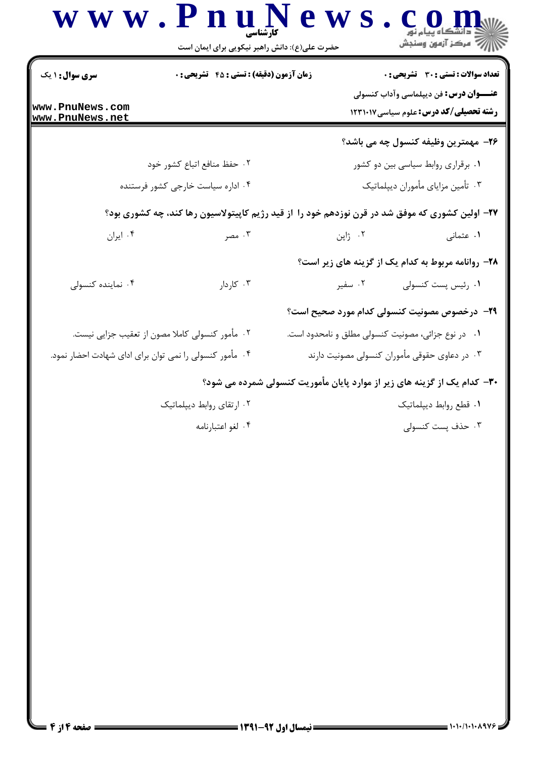**۲۶- مهمترین وظیفه کنسول چه می باشد؟**

۱. برقراری روابط سیاسی بین دو کشور

۲. حفظ منافع اتباع کشور خود

۳. تأمین مزایای مأموران دیپلماتیک

۴. اداره سیاست خارجی کشور فرستنده

**۲۷- اولین کشوری که موفق شد در قرن نوزدهم خود را از قید رژیم کاپیتولاسیون رها کند، چه کشوری بود؟**

۱. عثمانی

۲. ژاپن

۳. مصر

۴. ایران

**۲۸- روانامه مربوط به کدام یک از گزینه های زیر است؟**

۱. رئیس پست کنسولی

۲. سفیر

۳. کاردار

۴. نماینده کنسولی

**۲۹- درخصوص مصونیت کنسولی کدام مورد صحیح است؟**

۱. در نوع جزائی، مصونیت کنسولی مطلق و نامحدود است.

۲. مأمور کنسولی کاملا مصون از تعقیب جزایی نیست.

۳. در دعاوی حقوقی مأموران کنسولی مصونیت دارند

۴. مأمور کنسولی را نمی توان برای ادای شهادت احضار نمود.

**۳۰- کدام یک از گزینه های زیر از موارد پایان مأموریت کنسولی شمرده می شود؟**

۱. قطع روابط دیپلماتیک

۲. ارتقای روابط دیپلماتیک

۳. حذف پست کنسولی

۴. لغو اعتبارنامه